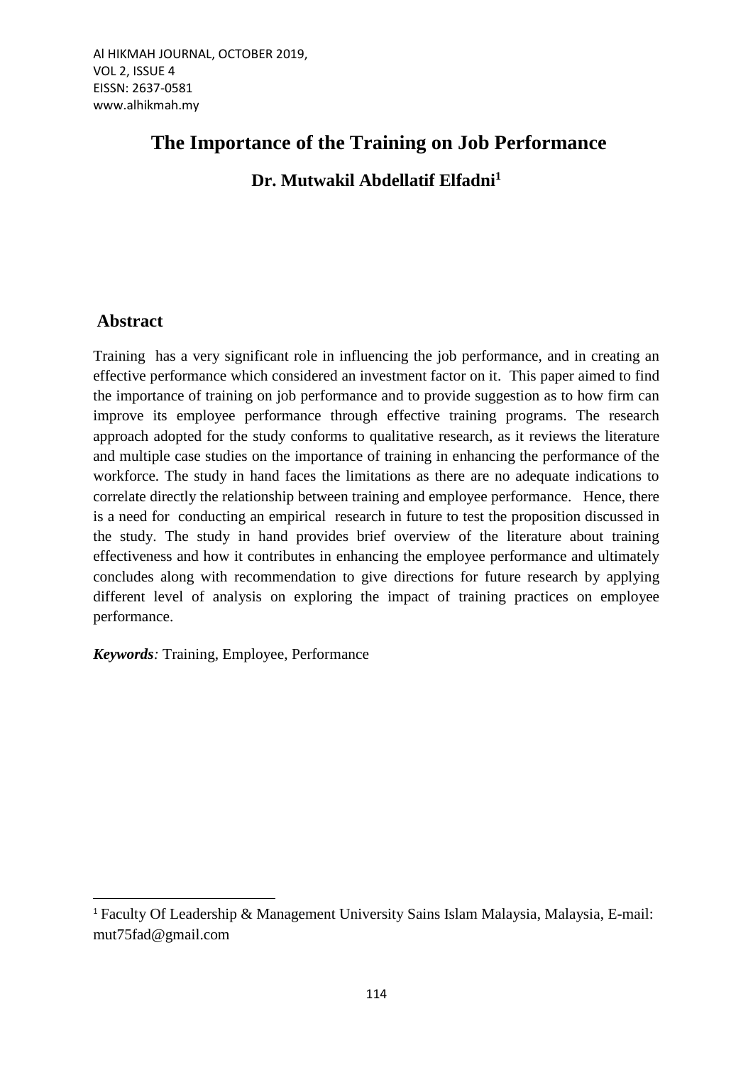# The Importance of the Training on Job Performance

**Dr. Mutwakil Abdellatif Elfadni[1]**

## Abstract

Training has a very significant role in influencing the job performance, and in creating an effective performance which considered an investment factor on it. This paper aimed to find the importance of training on job performance and to provide suggestion as to how firm can improve its employee performance through effective training programs. The research approach adopted for the study conforms to qualitative research, as it reviews the literature and multiple case studies on the importance of training in enhancing the performance of the workforce. The study in hand faces the limitations as there are no adequate indications to correlate directly the relationship between training and employee performance. Hence, there is a need for conducting an empirical research in future to test the proposition discussed in the study. The study in hand provides brief overview of the literature about training effectiveness and how it contributes in enhancing the employee performance and ultimately concludes along with recommendation to give directions for future research by applying different level of analysis on exploring the impact of training practices on employee performance.

***Keywords**:* Training, Employee, Performance

---

[1] Faculty Of Leadership & Management University Sains Islam Malaysia, Malaysia, E-mail: mut75fad@gmail.com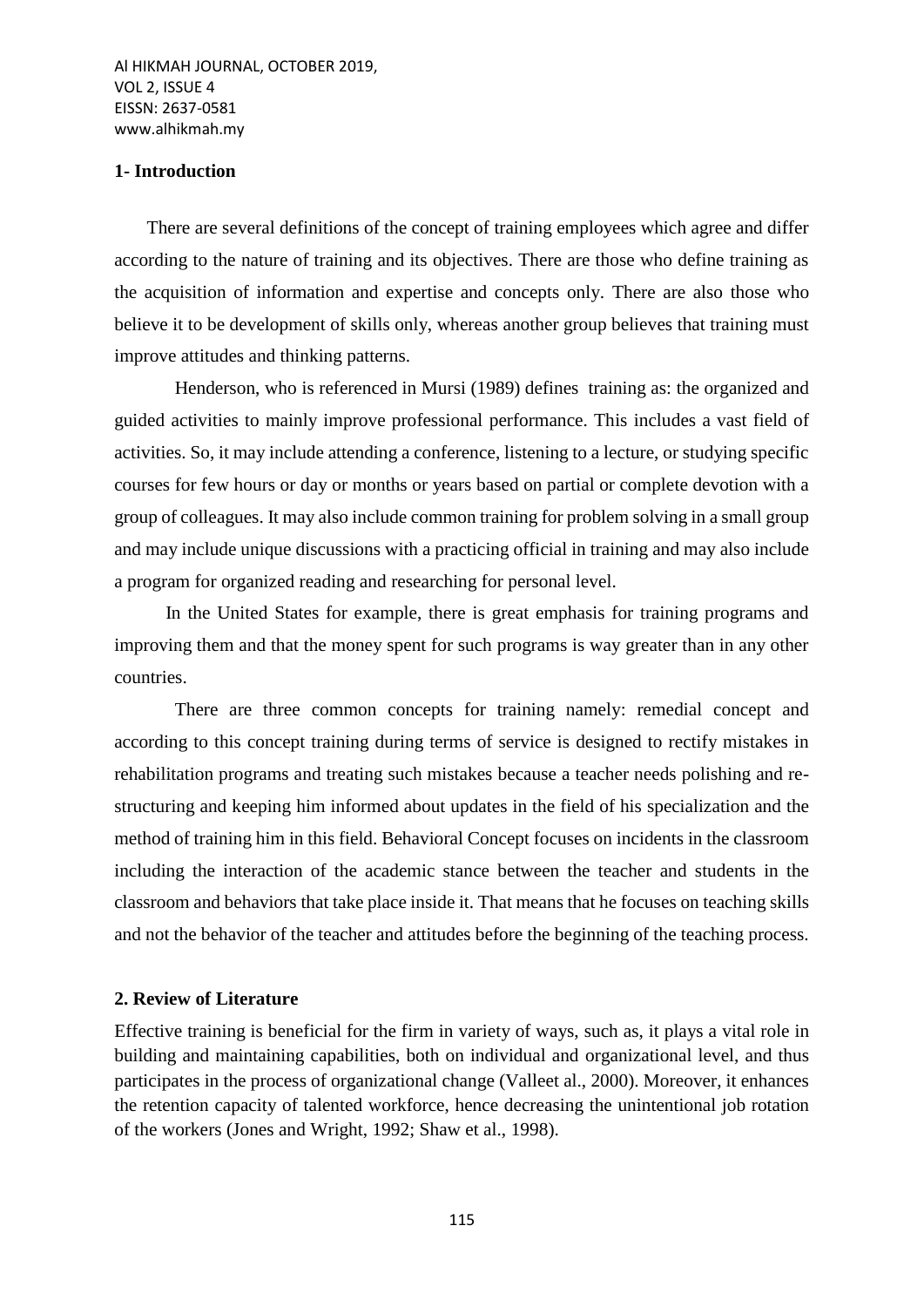## 1- Introduction

There are several definitions of the concept of training employees which agree and differ according to the nature of training and its objectives. There are those who define training as the acquisition of information and expertise and concepts only. There are also those who believe it to be development of skills only, whereas another group believes that training must improve attitudes and thinking patterns.

Henderson, who is referenced in Mursi (1989) defines training as: the organized and guided activities to mainly improve professional performance. This includes a vast field of activities. So, it may include attending a conference, listening to a lecture, or studying specific courses for few hours or day or months or years based on partial or complete devotion with a group of colleagues. It may also include common training for problem solving in a small group and may include unique discussions with a practicing official in training and may also include a program for organized reading and researching for personal level.

In the United States for example, there is great emphasis for training programs and improving them and that the money spent for such programs is way greater than in any other countries.

There are three common concepts for training namely: remedial concept and according to this concept training during terms of service is designed to rectify mistakes in rehabilitation programs and treating such mistakes because a teacher needs polishing and re-structuring and keeping him informed about updates in the field of his specialization and the method of training him in this field. Behavioral Concept focuses on incidents in the classroom including the interaction of the academic stance between the teacher and students in the classroom and behaviors that take place inside it. That means that he focuses on teaching skills and not the behavior of the teacher and attitudes before the beginning of the teaching process.

## 2. Review of Literature

Effective training is beneficial for the firm in variety of ways, such as, it plays a vital role in building and maintaining capabilities, both on individual and organizational level, and thus participates in the process of organizational change (Valleet al., 2000). Moreover, it enhances the retention capacity of talented workforce, hence decreasing the unintentional job rotation of the workers (Jones and Wright, 1992; Shaw et al., 1998).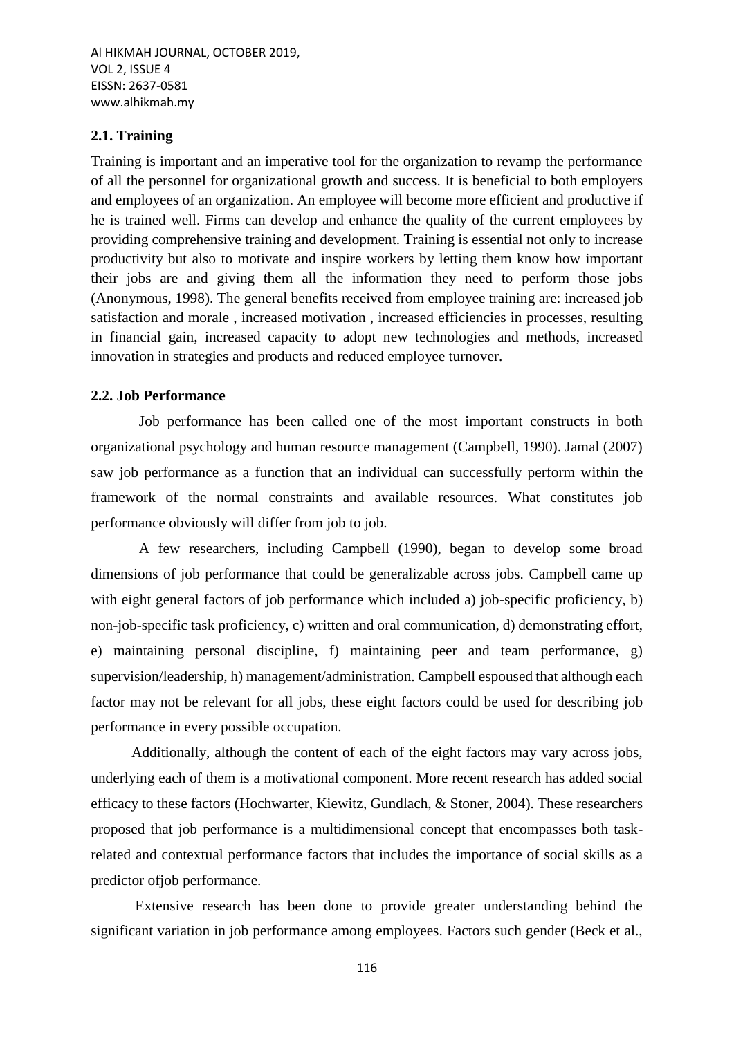### 2.1. Training

Training is important and an imperative tool for the organization to revamp the performance of all the personnel for organizational growth and success. It is beneficial to both employers and employees of an organization. An employee will become more efficient and productive if he is trained well. Firms can develop and enhance the quality of the current employees by providing comprehensive training and development. Training is essential not only to increase productivity but also to motivate and inspire workers by letting them know how important their jobs are and giving them all the information they need to perform those jobs (Anonymous, 1998). The general benefits received from employee training are: increased job satisfaction and morale , increased motivation , increased efficiencies in processes, resulting in financial gain, increased capacity to adopt new technologies and methods, increased innovation in strategies and products and reduced employee turnover.

### 2.2. Job Performance

Job performance has been called one of the most important constructs in both organizational psychology and human resource management (Campbell, 1990). Jamal (2007) saw job performance as a function that an individual can successfully perform within the framework of the normal constraints and available resources. What constitutes job performance obviously will differ from job to job.

A few researchers, including Campbell (1990), began to develop some broad dimensions of job performance that could be generalizable across jobs. Campbell came up with eight general factors of job performance which included a) job-specific proficiency, b) non-job-specific task proficiency, c) written and oral communication, d) demonstrating effort, e) maintaining personal discipline, f) maintaining peer and team performance, g) supervision/leadership, h) management/administration. Campbell espoused that although each factor may not be relevant for all jobs, these eight factors could be used for describing job performance in every possible occupation.

Additionally, although the content of each of the eight factors may vary across jobs, underlying each of them is a motivational component. More recent research has added social efficacy to these factors (Hochwarter, Kiewitz, Gundlach, & Stoner, 2004). These researchers proposed that job performance is a multidimensional concept that encompasses both task-related and contextual performance factors that includes the importance of social skills as a predictor ofjob performance.

Extensive research has been done to provide greater understanding behind the significant variation in job performance among employees. Factors such gender (Beck et al.,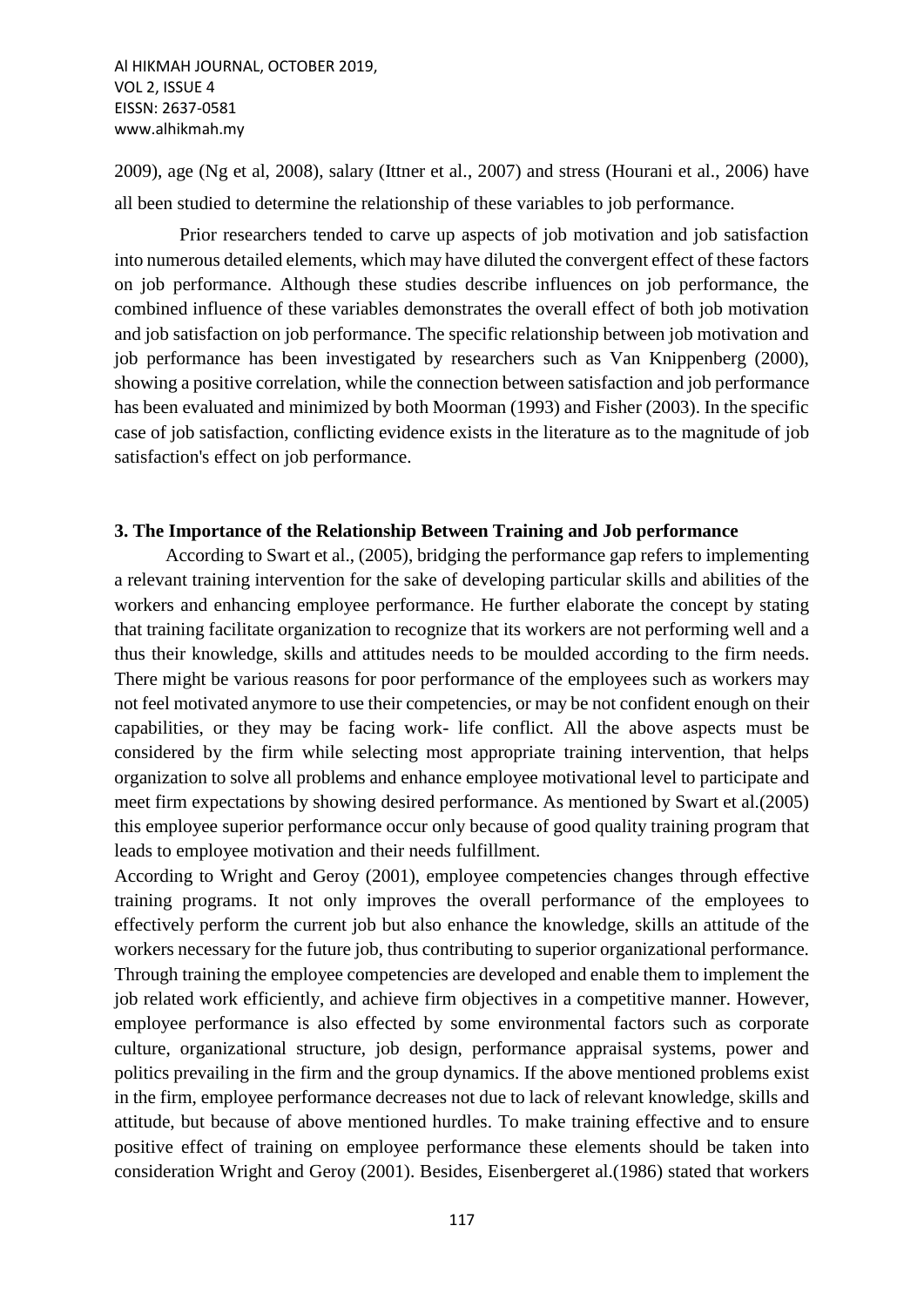2009), age (Ng et al, 2008), salary (Ittner et al., 2007) and stress (Hourani et al., 2006) have all been studied to determine the relationship of these variables to job performance.

Prior researchers tended to carve up aspects of job motivation and job satisfaction into numerous detailed elements, which may have diluted the convergent effect of these factors on job performance. Although these studies describe influences on job performance, the combined influence of these variables demonstrates the overall effect of both job motivation and job satisfaction on job performance. The specific relationship between job motivation and job performance has been investigated by researchers such as Van Knippenberg (2000), showing a positive correlation, while the connection between satisfaction and job performance has been evaluated and minimized by both Moorman (1993) and Fisher (2003). In the specific case of job satisfaction, conflicting evidence exists in the literature as to the magnitude of job satisfaction's effect on job performance.

### 3. The Importance of the Relationship Between Training and Job performance

According to Swart et al., (2005), bridging the performance gap refers to implementing a relevant training intervention for the sake of developing particular skills and abilities of the workers and enhancing employee performance. He further elaborate the concept by stating that training facilitate organization to recognize that its workers are not performing well and a thus their knowledge, skills and attitudes needs to be moulded according to the firm needs. There might be various reasons for poor performance of the employees such as workers may not feel motivated anymore to use their competencies, or may be not confident enough on their capabilities, or they may be facing work- life conflict. All the above aspects must be considered by the firm while selecting most appropriate training intervention, that helps organization to solve all problems and enhance employee motivational level to participate and meet firm expectations by showing desired performance. As mentioned by Swart et al.(2005) this employee superior performance occur only because of good quality training program that leads to employee motivation and their needs fulfillment.

According to Wright and Geroy (2001), employee competencies changes through effective training programs. It not only improves the overall performance of the employees to effectively perform the current job but also enhance the knowledge, skills an attitude of the workers necessary for the future job, thus contributing to superior organizational performance. Through training the employee competencies are developed and enable them to implement the job related work efficiently, and achieve firm objectives in a competitive manner. However, employee performance is also effected by some environmental factors such as corporate culture, organizational structure, job design, performance appraisal systems, power and politics prevailing in the firm and the group dynamics. If the above mentioned problems exist in the firm, employee performance decreases not due to lack of relevant knowledge, skills and attitude, but because of above mentioned hurdles. To make training effective and to ensure positive effect of training on employee performance these elements should be taken into consideration Wright and Geroy (2001). Besides, Eisenbergeret al.(1986) stated that workers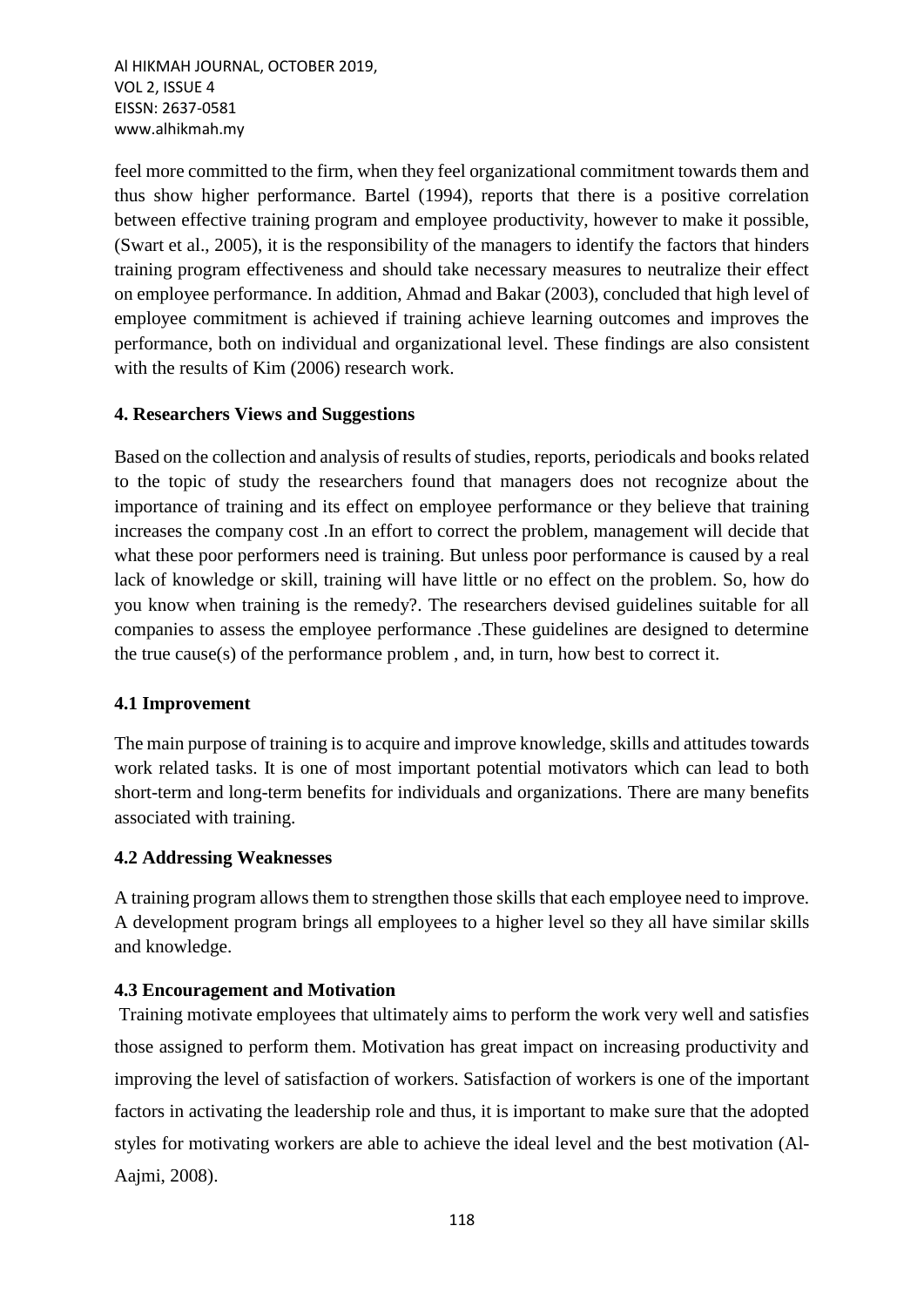feel more committed to the firm, when they feel organizational commitment towards them and thus show higher performance. Bartel (1994), reports that there is a positive correlation between effective training program and employee productivity, however to make it possible, (Swart et al., 2005), it is the responsibility of the managers to identify the factors that hinders training program effectiveness and should take necessary measures to neutralize their effect on employee performance. In addition, Ahmad and Bakar (2003), concluded that high level of employee commitment is achieved if training achieve learning outcomes and improves the performance, both on individual and organizational level. These findings are also consistent with the results of Kim (2006) research work.

## 4. Researchers Views and Suggestions

Based on the collection and analysis of results of studies, reports, periodicals and books related to the topic of study the researchers found that managers does not recognize about the importance of training and its effect on employee performance or they believe that training increases the company cost .In an effort to correct the problem, management will decide that what these poor performers need is training. But unless poor performance is caused by a real lack of knowledge or skill, training will have little or no effect on the problem. So, how do you know when training is the remedy?. The researchers devised guidelines suitable for all companies to assess the employee performance .These guidelines are designed to determine the true cause(s) of the performance problem , and, in turn, how best to correct it.

### 4.1 Improvement

The main purpose of training is to acquire and improve knowledge, skills and attitudes towards work related tasks. It is one of most important potential motivators which can lead to both short-term and long-term benefits for individuals and organizations. There are many benefits associated with training.

### 4.2 Addressing Weaknesses

A training program allows them to strengthen those skills that each employee need to improve. A development program brings all employees to a higher level so they all have similar skills and knowledge.

### 4.3 Encouragement and Motivation

Training motivate employees that ultimately aims to perform the work very well and satisfies those assigned to perform them. Motivation has great impact on increasing productivity and improving the level of satisfaction of workers. Satisfaction of workers is one of the important factors in activating the leadership role and thus, it is important to make sure that the adopted styles for motivating workers are able to achieve the ideal level and the best motivation (Al-Aajmi, 2008).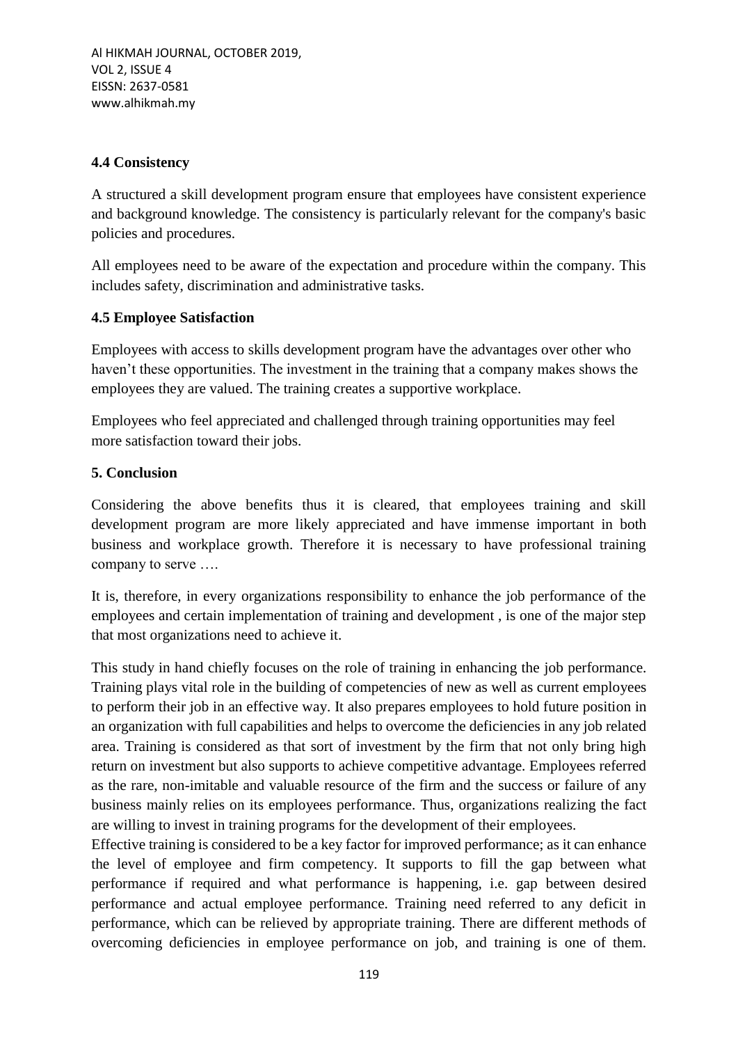### 4.4 Consistency

A structured a skill development program ensure that employees have consistent experience and background knowledge. The consistency is particularly relevant for the company's basic policies and procedures.

All employees need to be aware of the expectation and procedure within the company. This includes safety, discrimination and administrative tasks.

### 4.5 Employee Satisfaction

Employees with access to skills development program have the advantages over other who haven't these opportunities. The investment in the training that a company makes shows the employees they are valued. The training creates a supportive workplace.

Employees who feel appreciated and challenged through training opportunities may feel more satisfaction toward their jobs.

## 5. Conclusion

Considering the above benefits thus it is cleared, that employees training and skill development program are more likely appreciated and have immense important in both business and workplace growth. Therefore it is necessary to have professional training company to serve ….

It is, therefore, in every organizations responsibility to enhance the job performance of the employees and certain implementation of training and development , is one of the major step that most organizations need to achieve it.

This study in hand chiefly focuses on the role of training in enhancing the job performance. Training plays vital role in the building of competencies of new as well as current employees to perform their job in an effective way. It also prepares employees to hold future position in an organization with full capabilities and helps to overcome the deficiencies in any job related area. Training is considered as that sort of investment by the firm that not only bring high return on investment but also supports to achieve competitive advantage. Employees referred as the rare, non-imitable and valuable resource of the firm and the success or failure of any business mainly relies on its employees performance. Thus, organizations realizing the fact are willing to invest in training programs for the development of their employees.

Effective training is considered to be a key factor for improved performance; as it can enhance the level of employee and firm competency. It supports to fill the gap between what performance if required and what performance is happening, i.e. gap between desired performance and actual employee performance. Training need referred to any deficit in performance, which can be relieved by appropriate training. There are different methods of overcoming deficiencies in employee performance on job, and training is one of them.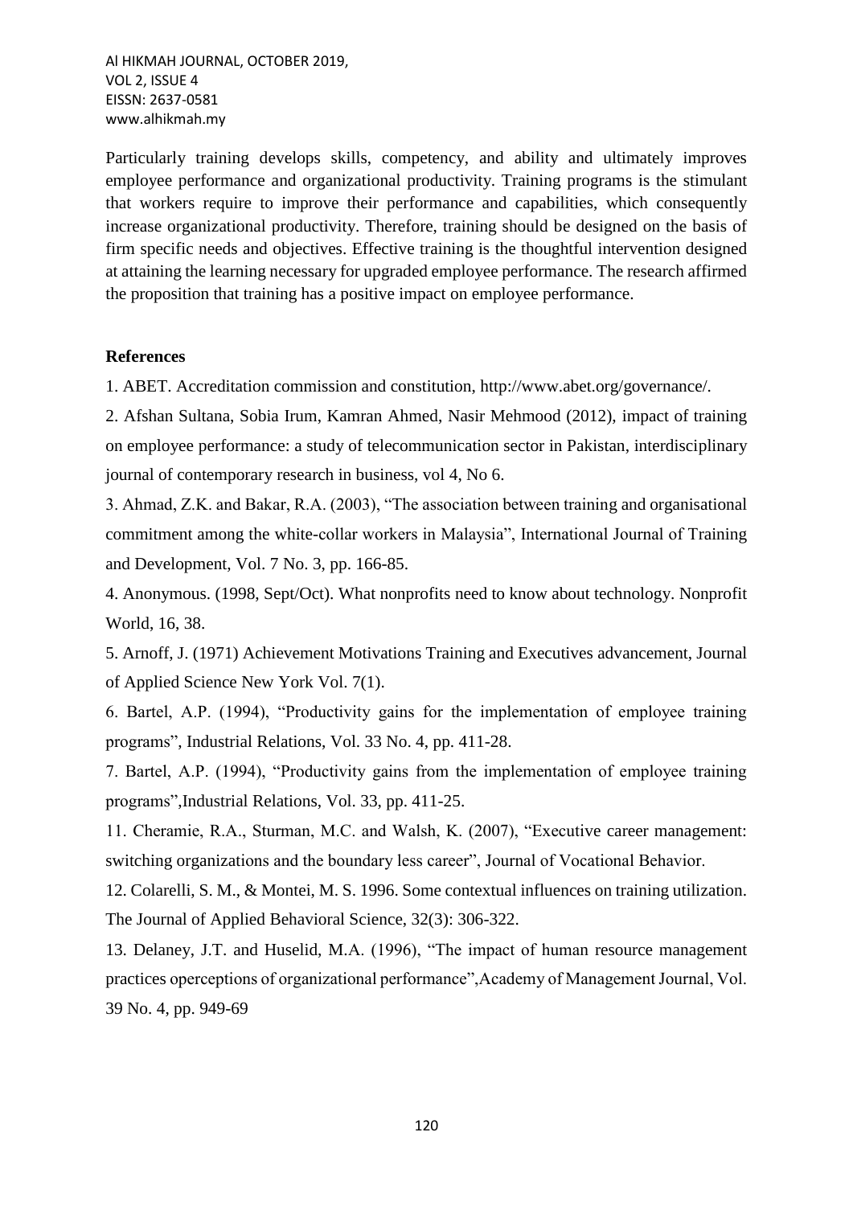Particularly training develops skills, competency, and ability and ultimately improves employee performance and organizational productivity. Training programs is the stimulant that workers require to improve their performance and capabilities, which consequently increase organizational productivity. Therefore, training should be designed on the basis of firm specific needs and objectives. Effective training is the thoughtful intervention designed at attaining the learning necessary for upgraded employee performance. The research affirmed the proposition that training has a positive impact on employee performance.

**References**

1. ABET. Accreditation commission and constitution, http://www.abet.org/governance/.

2. Afshan Sultana, Sobia Irum, Kamran Ahmed, Nasir Mehmood (2012), impact of training on employee performance: a study of telecommunication sector in Pakistan, interdisciplinary journal of contemporary research in business, vol 4, No 6.

3. Ahmad, Z.K. and Bakar, R.A. (2003), "The association between training and organisational commitment among the white-collar workers in Malaysia", International Journal of Training and Development, Vol. 7 No. 3, pp. 166-85.

4. Anonymous. (1998, Sept/Oct). What nonprofits need to know about technology. Nonprofit World, 16, 38.

5. Arnoff, J. (1971) Achievement Motivations Training and Executives advancement, Journal of Applied Science New York Vol. 7(1).

6. Bartel, A.P. (1994), "Productivity gains for the implementation of employee training programs", Industrial Relations, Vol. 33 No. 4, pp. 411-28.

7. Bartel, A.P. (1994), "Productivity gains from the implementation of employee training programs",Industrial Relations, Vol. 33, pp. 411-25.

11. Cheramie, R.A., Sturman, M.C. and Walsh, K. (2007), "Executive career management: switching organizations and the boundary less career", Journal of Vocational Behavior.

12. Colarelli, S. M., & Montei, M. S. 1996. Some contextual influences on training utilization. The Journal of Applied Behavioral Science, 32(3): 306-322.

13. Delaney, J.T. and Huselid, M.A. (1996), "The impact of human resource management practices operceptions of organizational performance",Academy of Management Journal, Vol. 39 No. 4, pp. 949-69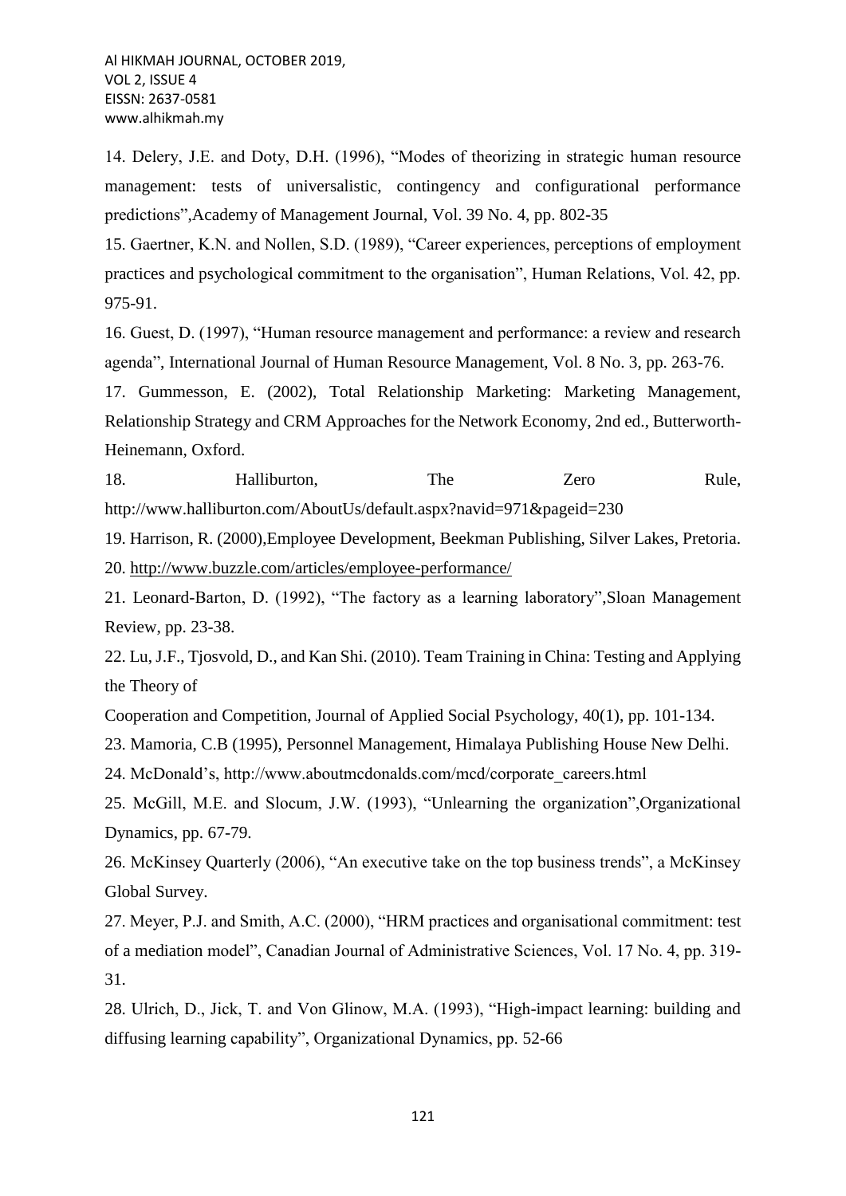14. Delery, J.E. and Doty, D.H. (1996), "Modes of theorizing in strategic human resource management: tests of universalistic, contingency and configurational performance predictions",Academy of Management Journal, Vol. 39 No. 4, pp. 802-35

15. Gaertner, K.N. and Nollen, S.D. (1989), "Career experiences, perceptions of employment practices and psychological commitment to the organisation", Human Relations, Vol. 42, pp. 975-91.

16. Guest, D. (1997), "Human resource management and performance: a review and research agenda", International Journal of Human Resource Management, Vol. 8 No. 3, pp. 263-76.

17. Gummesson, E. (2002), Total Relationship Marketing: Marketing Management, Relationship Strategy and CRM Approaches for the Network Economy, 2nd ed., Butterworth-Heinemann, Oxford.

18. Halliburton, The Zero Rule, http://www.halliburton.com/AboutUs/default.aspx?navid=971&pageid=230

19. Harrison, R. (2000),Employee Development, Beekman Publishing, Silver Lakes, Pretoria.

20. http://www.buzzle.com/articles/employee-performance/

21. Leonard-Barton, D. (1992), "The factory as a learning laboratory",Sloan Management Review, pp. 23-38.

22. Lu, J.F., Tjosvold, D., and Kan Shi. (2010). Team Training in China: Testing and Applying the Theory of

Cooperation and Competition, Journal of Applied Social Psychology, 40(1), pp. 101-134.

23. Mamoria, C.B (1995), Personnel Management, Himalaya Publishing House New Delhi.

24. McDonald's, http://www.aboutmcdonalds.com/mcd/corporate_careers.html

25. McGill, M.E. and Slocum, J.W. (1993), "Unlearning the organization",Organizational Dynamics, pp. 67-79.

26. McKinsey Quarterly (2006), "An executive take on the top business trends", a McKinsey Global Survey.

27. Meyer, P.J. and Smith, A.C. (2000), "HRM practices and organisational commitment: test of a mediation model", Canadian Journal of Administrative Sciences, Vol. 17 No. 4, pp. 319-31.

28. Ulrich, D., Jick, T. and Von Glinow, M.A. (1993), "High-impact learning: building and diffusing learning capability", Organizational Dynamics, pp. 52-66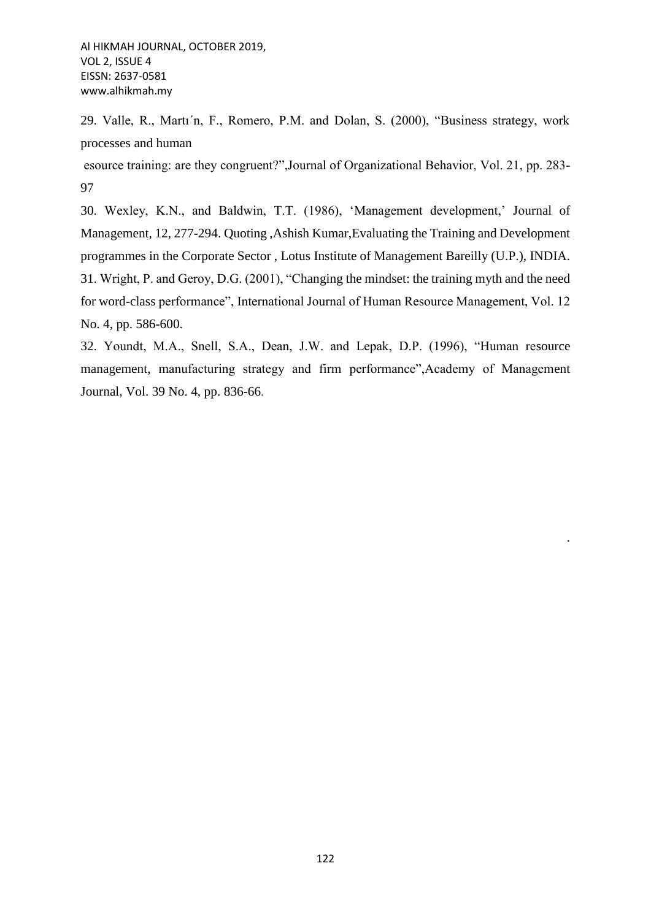29. Valle, R., Martı´n, F., Romero, P.M. and Dolan, S. (2000), "Business strategy, work processes and human

esource training: are they congruent?",Journal of Organizational Behavior, Vol. 21, pp. 283-97

30. Wexley, K.N., and Baldwin, T.T. (1986), 'Management development,' Journal of Management, 12, 277-294. Quoting ,Ashish Kumar,Evaluating the Training and Development programmes in the Corporate Sector , Lotus Institute of Management Bareilly (U.P.), INDIA.

31. Wright, P. and Geroy, D.G. (2001), "Changing the mindset: the training myth and the need for word-class performance", International Journal of Human Resource Management, Vol. 12 No. 4, pp. 586-600.

32. Youndt, M.A., Snell, S.A., Dean, J.W. and Lepak, D.P. (1996), "Human resource management, manufacturing strategy and firm performance",Academy of Management Journal, Vol. 39 No. 4, pp. 836-66.

.